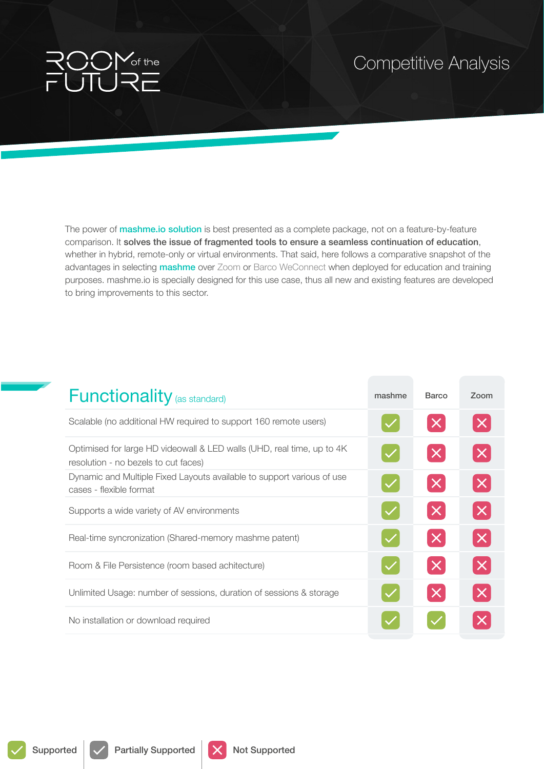# ROOM of the FUTURE

## Competitive Analysis

The power of **mashme.io solution** is best presented as a complete package, not on a feature-by-feature comparison. It **solves the issue of fragmented tools to ensure a seamless continuation of education**, whether in hybrid, remote-only or virtual environments. That said, here follows a comparative snapshot of the advantages in selecting **mashme** over Zoom or Barco WeConnect when deployed for education and training purposes. mashme.io is specially designed for this use case, thus all new and existing features are developed to bring improvements to this sector.

## Functionality (as standard)

| Functionality (as standard) | mashme | Barco | Zoom |
|---|---|---|---|
| Scalable (no additional HW required to support 160 remote users) | Supported | Not Supported | Not Supported |
| Optimised for large HD videowall & LED walls (UHD, real time, up to 4K resolution - no bezels to cut faces) | Supported | Not Supported | Not Supported |
| Dynamic and Multiple Fixed Layouts available to support various of use cases - flexible format | Supported | Not Supported | Not Supported |
| Supports a wide variety of AV environments | Supported | Not Supported | Not Supported |
| Real-time syncronization (Shared-memory mashme patent) | Supported | Not Supported | Not Supported |
| Room & File Persistence (room based achitecture) | Supported | Not Supported | Not Supported |
| Unlimited Usage: number of sessions, duration of sessions & storage | Supported | Not Supported | Not Supported |
| No installation or download required | Supported | Supported | Not Supported |

Supported | Partially Supported | Not Supported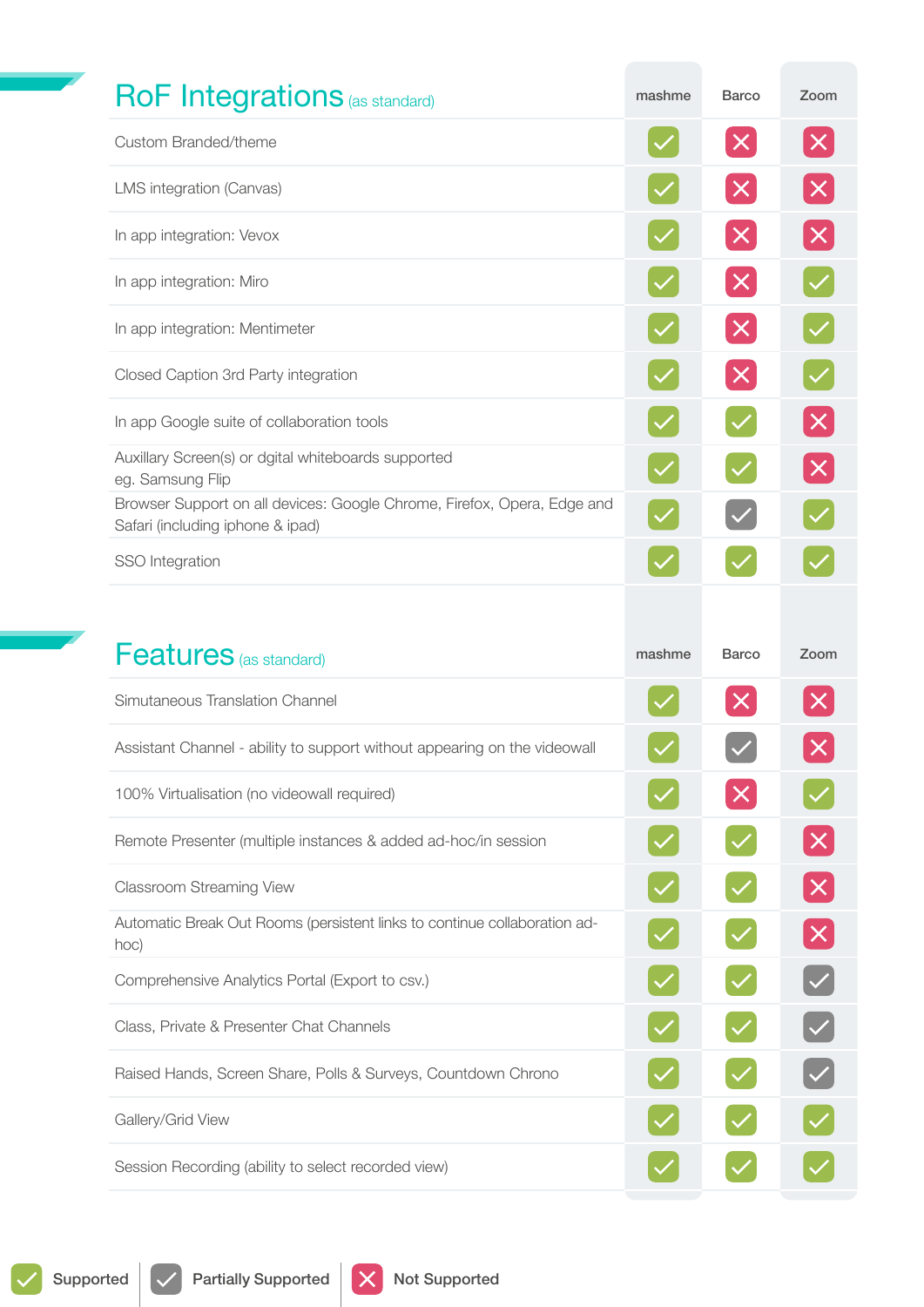## RoF Integrations (as standard)

| | mashme | Barco | Zoom |
|---|---|---|---|
| Custom Branded/theme | Supported | Not Supported | Not Supported |
| LMS integration (Canvas) | Supported | Not Supported | Not Supported |
| In app integration: Vevox | Supported | Not Supported | Not Supported |
| In app integration: Miro | Supported | Not Supported | Supported |
| In app integration: Mentimeter | Supported | Not Supported | Supported |
| Closed Caption 3rd Party integration | Supported | Not Supported | Supported |
| In app Google suite of collaboration tools | Supported | Supported | Not Supported |
| Auxillary Screen(s) or dgital whiteboards supported eg. Samsung Flip | Supported | Supported | Not Supported |
| Browser Support on all devices: Google Chrome, Firefox, Opera, Edge and Safari (including iphone & ipad) | Supported | Partially Supported | Supported |
| SSO Integration | Supported | Supported | Supported |

## Features (as standard)

| | mashme | Barco | Zoom |
|---|---|---|---|
| Simutaneous Translation Channel | Supported | Not Supported | Not Supported |
| Assistant Channel - ability to support without appearing on the videowall | Supported | Partially Supported | Not Supported |
| 100% Virtualisation (no videowall required) | Supported | Not Supported | Supported |
| Remote Presenter (multiple instances & added ad-hoc/in session | Supported | Supported | Not Supported |
| Classroom Streaming View | Supported | Supported | Not Supported |
| Automatic Break Out Rooms (persistent links to continue collaboration ad-hoc) | Supported | Supported | Not Supported |
| Comprehensive Analytics Portal (Export to csv.) | Supported | Supported | Partially Supported |
| Class, Private & Presenter Chat Channels | Supported | Supported | Partially Supported |
| Raised Hands, Screen Share, Polls & Surveys, Countdown Chrono | Supported | Supported | Partially Supported |
| Gallery/Grid View | Supported | Supported | Supported |
| Session Recording (ability to select recorded view) | Supported | Supported | Supported |

Supported | Partially Supported | Not Supported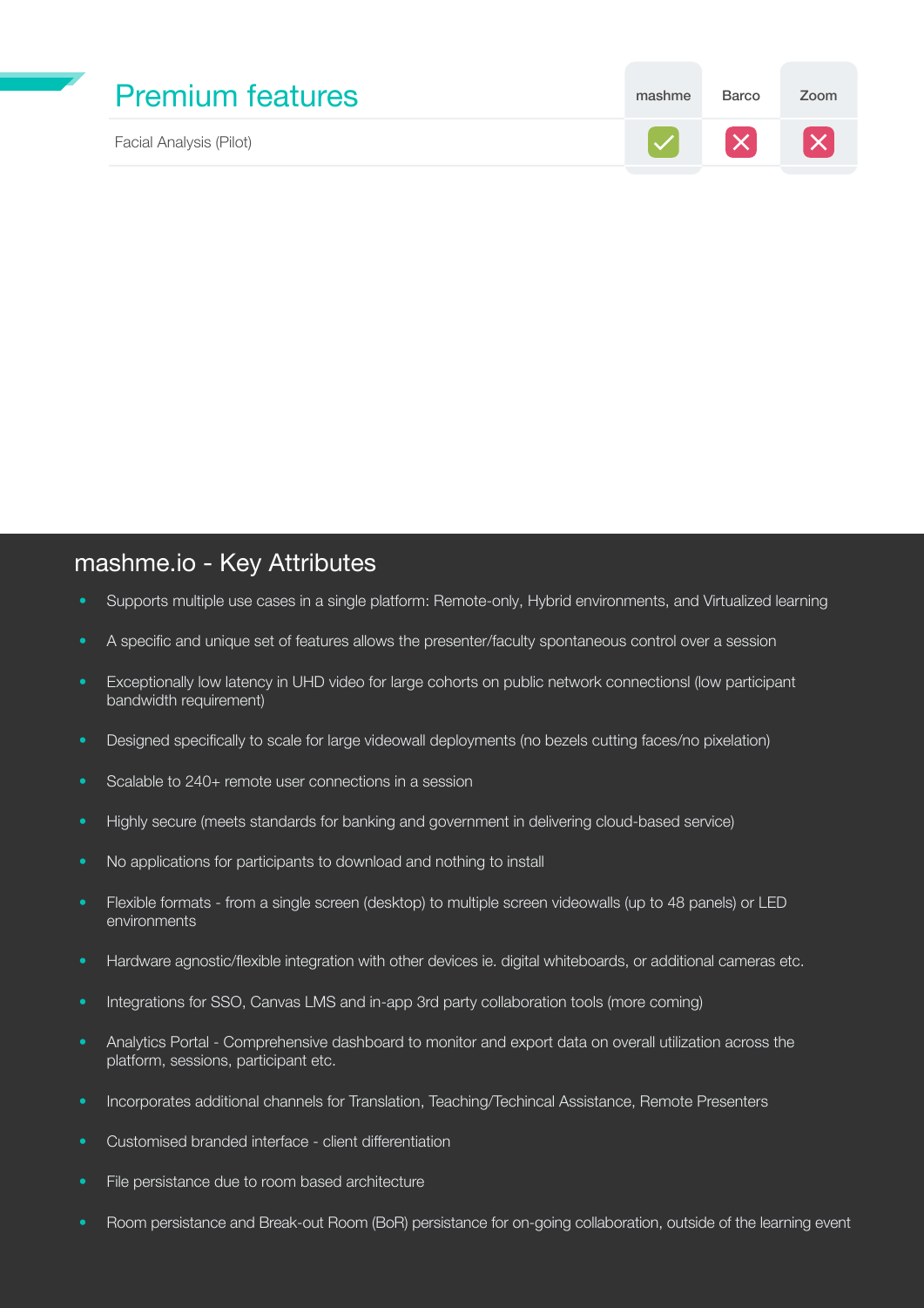| Premium features | mashme | Barco | Zoom |
|---|---|---|---|
| Facial Analysis (Pilot) | ✓ | ✗ | ✗ |

## mashme.io - Key Attributes

- Supports multiple use cases in a single platform: Remote-only, Hybrid environments, and Virtualized learning
- A specific and unique set of features allows the presenter/faculty spontaneous control over a session
- Exceptionally low latency in UHD video for large cohorts on public network connectionsl (low participant bandwidth requirement)
- Designed specifically to scale for large videowall deployments (no bezels cutting faces/no pixelation)
- Scalable to 240+ remote user connections in a session
- Highly secure (meets standards for banking and government in delivering cloud-based service)
- No applications for participants to download and nothing to install
- Flexible formats - from a single screen (desktop) to multiple screen videowalls (up to 48 panels) or LED environments
- Hardware agnostic/flexible integration with other devices ie. digital whiteboards, or additional cameras etc.
- Integrations for SSO, Canvas LMS and in-app 3rd party collaboration tools (more coming)
- Analytics Portal - Comprehensive dashboard to monitor and export data on overall utilization across the platform, sessions, participant etc.
- Incorporates additional channels for Translation, Teaching/Techincal Assistance, Remote Presenters
- Customised branded interface - client differentiation
- File persistance due to room based architecture
- Room persistance and Break-out Room (BoR) persistance for on-going collaboration, outside of the learning event